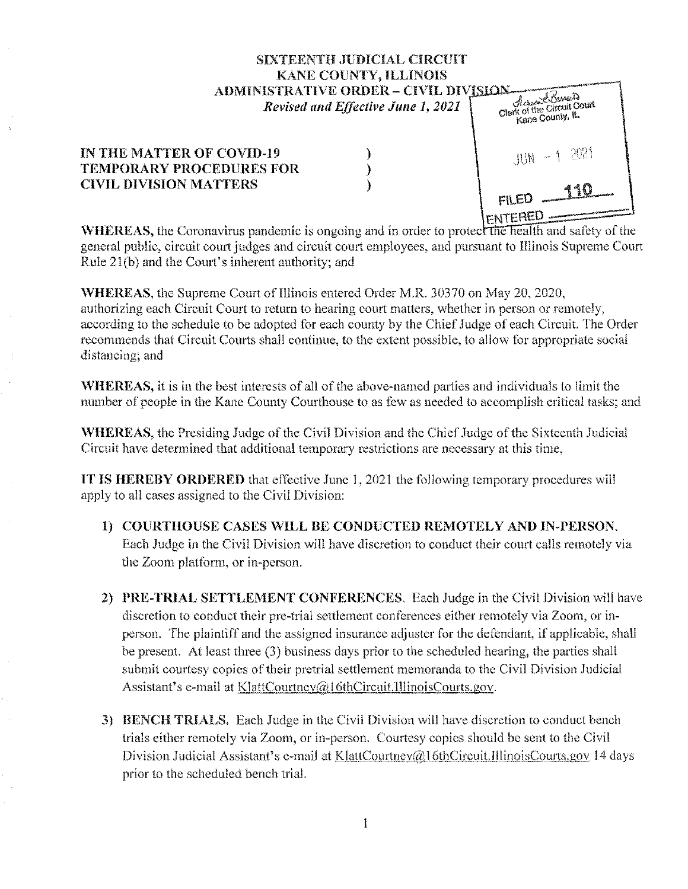# SIXTEENTH JUDICIAL CIRCUIT
# KANE COUNTY, ILLINOIS
## ADMINISTRATIVE ORDER – CIVIL DIVISION

*Revised and Effective June 1, 2021*

Clerk of the Circuit Court
Kane County, IL

JUN - 1 2021

FILED 110

ENTERED

**IN THE MATTER OF COVID-19 TEMPORARY PROCEDURES FOR CIVIL DIVISION MATTERS** )

**WHEREAS,** the Coronavirus pandemic is ongoing and in order to protect the health and safety of the general public, circuit court judges and circuit court employees, and pursuant to Illinois Supreme Court Rule 21(b) and the Court's inherent authority; and

**WHEREAS,** the Supreme Court of Illinois entered Order M.R. 30370 on May 20, 2020, authorizing each Circuit Court to return to hearing court matters, whether in person or remotely, according to the schedule to be adopted for each county by the Chief Judge of each Circuit. The Order recommends that Circuit Courts shall continue, to the extent possible, to allow for appropriate social distancing; and

**WHEREAS,** it is in the best interests of all of the above-named parties and individuals to limit the number of people in the Kane County Courthouse to as few as needed to accomplish critical tasks; and

**WHEREAS,** the Presiding Judge of the Civil Division and the Chief Judge of the Sixteenth Judicial Circuit have determined that additional temporary restrictions are necessary at this time,

**IT IS HEREBY ORDERED** that effective June 1, 2021 the following temporary procedures will apply to all cases assigned to the Civil Division:

1) **COURTHOUSE CASES WILL BE CONDUCTED REMOTELY AND IN-PERSON.** Each Judge in the Civil Division will have discretion to conduct their court calls remotely via the Zoom platform, or in-person.

2) **PRE-TRIAL SETTLEMENT CONFERENCES.** Each Judge in the Civil Division will have discretion to conduct their pre-trial settlement conferences either remotely via Zoom, or in-person. The plaintiff and the assigned insurance adjuster for the defendant, if applicable, shall be present. At least three (3) business days prior to the scheduled hearing, the parties shall submit courtesy copies of their pretrial settlement memoranda to the Civil Division Judicial Assistant's e-mail at KlattCourtney@16thCircuit.IllinoisCourts.gov.

3) **BENCH TRIALS.** Each Judge in the Civil Division will have discretion to conduct bench trials either remotely via Zoom, or in-person. Courtesy copies should be sent to the Civil Division Judicial Assistant's e-mail at KlattCourtney@16thCircuit.IllinoisCourts.gov 14 days prior to the scheduled bench trial.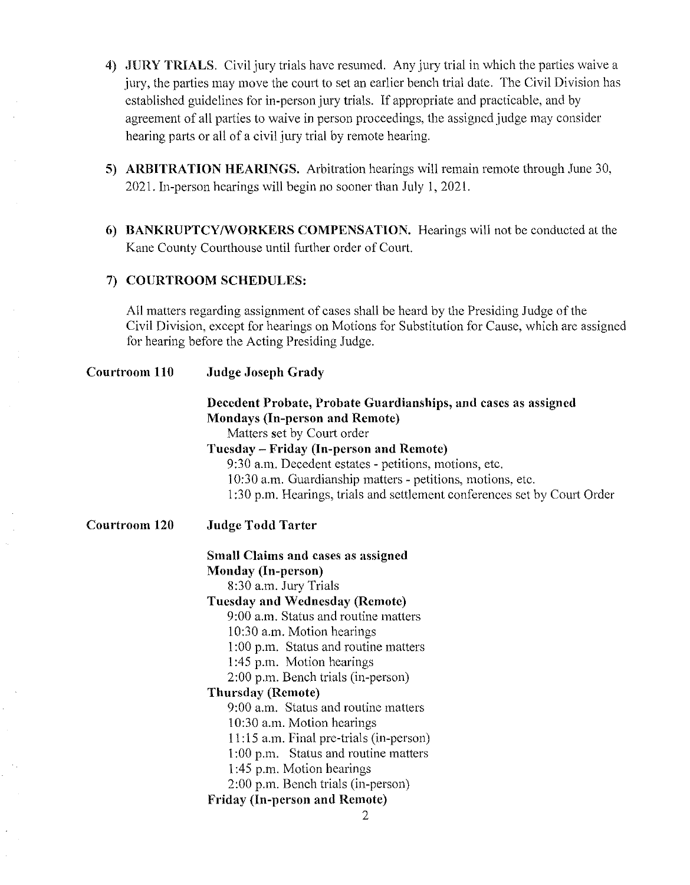4) **JURY TRIALS**. Civil jury trials have resumed. Any jury trial in which the parties waive a jury, the parties may move the court to set an earlier bench trial date. The Civil Division has established guidelines for in-person jury trials. If appropriate and practicable, and by agreement of all parties to waive in person proceedings, the assigned judge may consider hearing parts or all of a civil jury trial by remote hearing.

5) **ARBITRATION HEARINGS.** Arbitration hearings will remain remote through June 30, 2021. In-person hearings will begin no sooner than July 1, 2021.

6) **BANKRUPTCY/WORKERS COMPENSATION.** Hearings will not be conducted at the Kane County Courthouse until further order of Court.

7) **COURTROOM SCHEDULES:**

All matters regarding assignment of cases shall be heard by the Presiding Judge of the Civil Division, except for hearings on Motions for Substitution for Cause, which are assigned for hearing before the Acting Presiding Judge.

**Courtroom 110** — **Judge Joseph Grady**

**Decedent Probate, Probate Guardianships, and cases as assigned**

**Mondays (In-person and Remote)**
- Matters set by Court order

**Tuesday – Friday (In-person and Remote)**
- 9:30 a.m. Decedent estates - petitions, motions, etc.
- 10:30 a.m. Guardianship matters - petitions, motions, etc.
- 1:30 p.m. Hearings, trials and settlement conferences set by Court Order

**Courtroom 120** — **Judge Todd Tarter**

**Small Claims and cases as assigned**

**Monday (In-person)**
- 8:30 a.m. Jury Trials

**Tuesday and Wednesday (Remote)**
- 9:00 a.m. Status and routine matters
- 10:30 a.m. Motion hearings
- 1:00 p.m. Status and routine matters
- 1:45 p.m. Motion hearings
- 2:00 p.m. Bench trials (in-person)

**Thursday (Remote)**
- 9:00 a.m. Status and routine matters
- 10:30 a.m. Motion hearings
- 11:15 a.m. Final pre-trials (in-person)
- 1:00 p.m. Status and routine matters
- 1:45 p.m. Motion hearings
- 2:00 p.m. Bench trials (in-person)

**Friday (In-person and Remote)**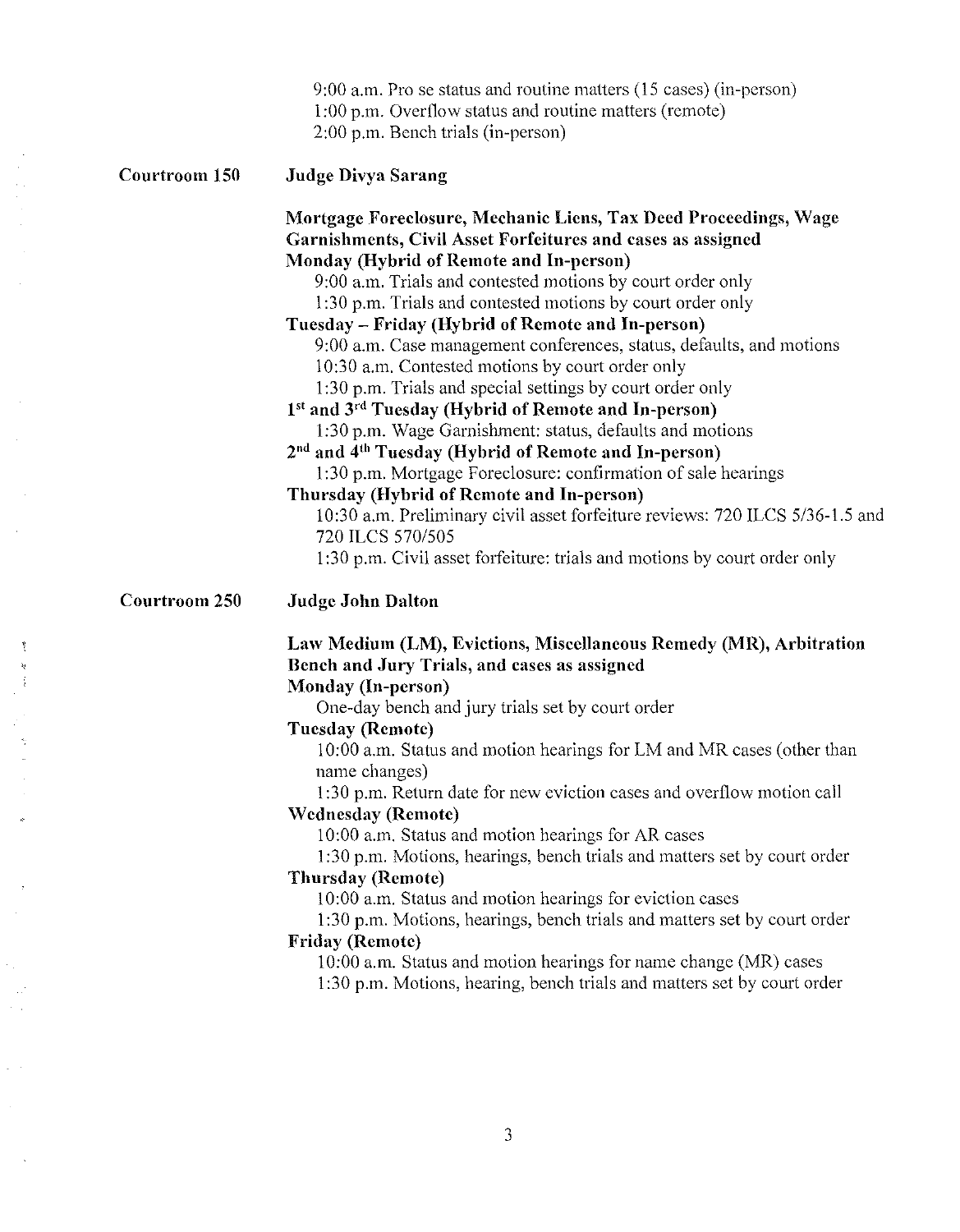9:00 a.m. Pro se status and routine matters (15 cases) (in-person)
1:00 p.m. Overflow status and routine matters (remote)
2:00 p.m. Bench trials (in-person)

**Courtroom 150** **Judge Divya Sarang**

**Mortgage Foreclosure, Mechanic Liens, Tax Deed Proceedings, Wage Garnishments, Civil Asset Forfeitures and cases as assigned**

**Monday (Hybrid of Remote and In-person)**
9:00 a.m. Trials and contested motions by court order only
1:30 p.m. Trials and contested motions by court order only

**Tuesday – Friday (Hybrid of Remote and In-person)**
9:00 a.m. Case management conferences, status, defaults, and motions
10:30 a.m. Contested motions by court order only
1:30 p.m. Trials and special settings by court order only

**1st and 3rd Tuesday (Hybrid of Remote and In-person)**
1:30 p.m. Wage Garnishment: status, defaults and motions

**2nd and 4th Tuesday (Hybrid of Remote and In-person)**
1:30 p.m. Mortgage Foreclosure: confirmation of sale hearings

**Thursday (Hybrid of Remote and In-person)**
10:30 a.m. Preliminary civil asset forfeiture reviews: 720 ILCS 5/36-1.5 and 720 ILCS 570/505
1:30 p.m. Civil asset forfeiture: trials and motions by court order only

**Courtroom 250** **Judge John Dalton**

**Law Medium (LM), Evictions, Miscellaneous Remedy (MR), Arbitration Bench and Jury Trials, and cases as assigned**

**Monday (In-person)**
One-day bench and jury trials set by court order

**Tuesday (Remote)**
10:00 a.m. Status and motion hearings for LM and MR cases (other than name changes)
1:30 p.m. Return date for new eviction cases and overflow motion call

**Wednesday (Remote)**
10:00 a.m. Status and motion hearings for AR cases
1:30 p.m. Motions, hearings, bench trials and matters set by court order

**Thursday (Remote)**
10:00 a.m. Status and motion hearings for eviction cases
1:30 p.m. Motions, hearings, bench trials and matters set by court order

**Friday (Remote)**
10:00 a.m. Status and motion hearings for name change (MR) cases
1:30 p.m. Motions, hearing, bench trials and matters set by court order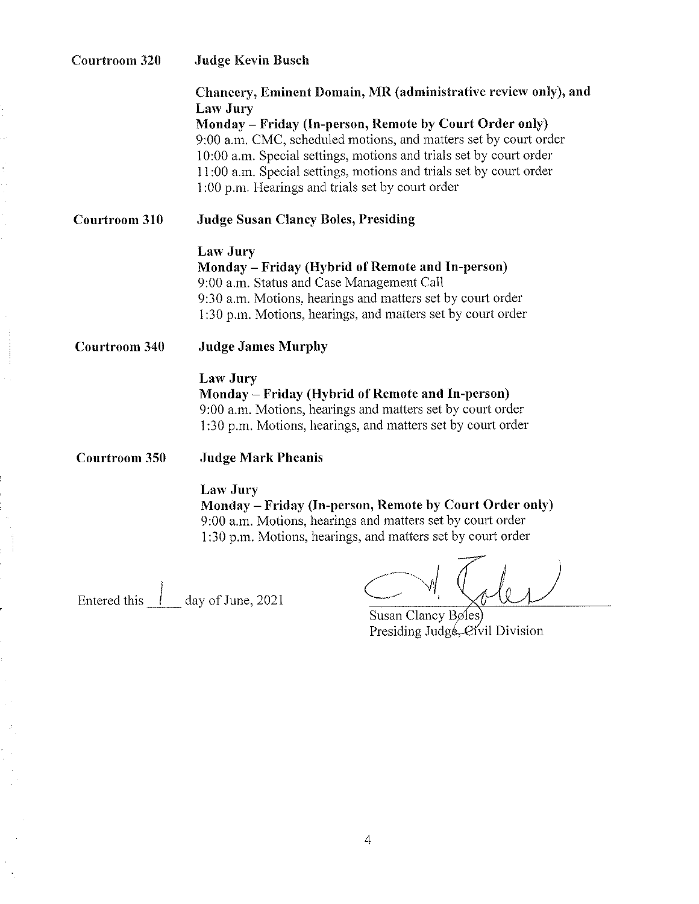**Courtroom 320** **Judge Kevin Busch**

**Chancery, Eminent Domain, MR (administrative review only), and Law Jury**
**Monday – Friday (In-person, Remote by Court Order only)**
9:00 a.m. CMC, scheduled motions, and matters set by court order
10:00 a.m. Special settings, motions and trials set by court order
11:00 a.m. Special settings, motions and trials set by court order
1:00 p.m. Hearings and trials set by court order

**Courtroom 310** **Judge Susan Clancy Boles, Presiding**

**Law Jury**
**Monday – Friday (Hybrid of Remote and In-person)**
9:00 a.m. Status and Case Management Call
9:30 a.m. Motions, hearings and matters set by court order
1:30 p.m. Motions, hearings, and matters set by court order

**Courtroom 340** **Judge James Murphy**

**Law Jury**
**Monday – Friday (Hybrid of Remote and In-person)**
9:00 a.m. Motions, hearings and matters set by court order
1:30 p.m. Motions, hearings, and matters set by court order

**Courtroom 350** **Judge Mark Pheanis**

**Law Jury**
**Monday – Friday (In-person, Remote by Court Order only)**
9:00 a.m. Motions, hearings and matters set by court order
1:30 p.m. Motions, hearings, and matters set by court order

Entered this 1 day of June, 2021

Susan Clancy Boles
Presiding Judge, Civil Division